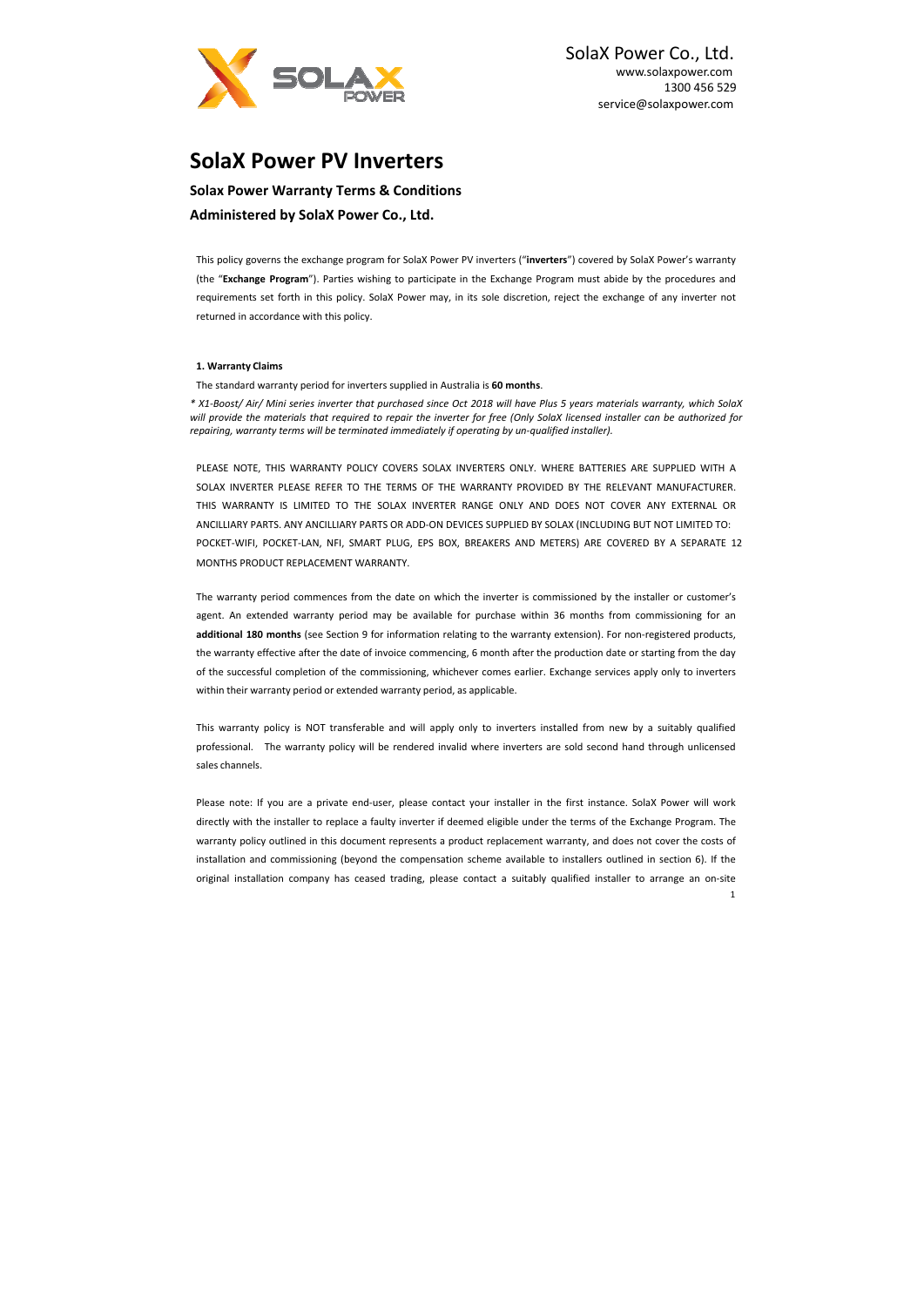SolaX Power Co., Ltd.
www.solaxpower.com
1300 456 529
service@solaxpower.com

# SolaX Power PV Inverters

## Solax Power Warranty Terms & Conditions

## Administered by SolaX Power Co., Ltd.

This policy governs the exchange program for SolaX Power PV inverters ("**inverters**") covered by SolaX Power's warranty (the "**Exchange Program**"). Parties wishing to participate in the Exchange Program must abide by the procedures and requirements set forth in this policy. SolaX Power may, in its sole discretion, reject the exchange of any inverter not returned in accordance with this policy.

### 1. Warranty Claims

The standard warranty period for inverters supplied in Australia is **60 months**.

*\* X1-Boost/ Air/ Mini series inverter that purchased since Oct 2018 will have Plus 5 years materials warranty, which SolaX will provide the materials that required to repair the inverter for free (Only SolaX licensed installer can be authorized for repairing, warranty terms will be terminated immediately if operating by un-qualified installer).*

PLEASE NOTE, THIS WARRANTY POLICY COVERS SOLAX INVERTERS ONLY. WHERE BATTERIES ARE SUPPLIED WITH A SOLAX INVERTER PLEASE REFER TO THE TERMS OF THE WARRANTY PROVIDED BY THE RELEVANT MANUFACTURER. THIS WARRANTY IS LIMITED TO THE SOLAX INVERTER RANGE ONLY AND DOES NOT COVER ANY EXTERNAL OR ANCILLIARY PARTS. ANY ANCILLIARY PARTS OR ADD-ON DEVICES SUPPLIED BY SOLAX (INCLUDING BUT NOT LIMITED TO: POCKET-WIFI, POCKET-LAN, NFI, SMART PLUG, EPS BOX, BREAKERS AND METERS) ARE COVERED BY A SEPARATE 12 MONTHS PRODUCT REPLACEMENT WARRANTY.

The warranty period commences from the date on which the inverter is commissioned by the installer or customer's agent. An extended warranty period may be available for purchase within 36 months from commissioning for an **additional 180 months** (see Section 9 for information relating to the warranty extension). For non-registered products, the warranty effective after the date of invoice commencing, 6 month after the production date or starting from the day of the successful completion of the commissioning, whichever comes earlier. Exchange services apply only to inverters within their warranty period or extended warranty period, as applicable.

This warranty policy is NOT transferable and will apply only to inverters installed from new by a suitably qualified professional. The warranty policy will be rendered invalid where inverters are sold second hand through unlicensed sales channels.

Please note: If you are a private end-user, please contact your installer in the first instance. SolaX Power will work directly with the installer to replace a faulty inverter if deemed eligible under the terms of the Exchange Program. The warranty policy outlined in this document represents a product replacement warranty, and does not cover the costs of installation and commissioning (beyond the compensation scheme available to installers outlined in section 6). If the original installation company has ceased trading, please contact a suitably qualified installer to arrange an on-site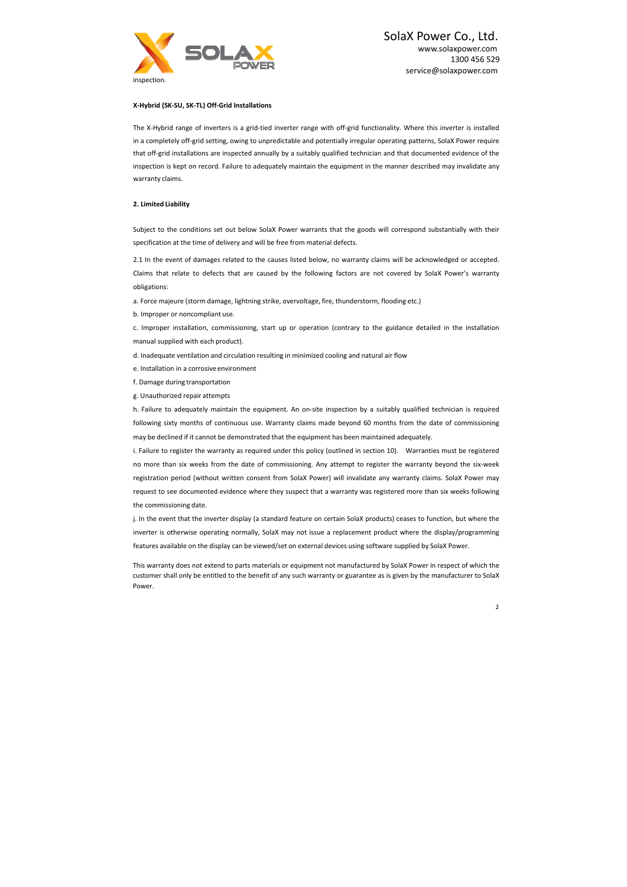inspection.

**X-Hybrid (SK-SU, SK-TL) Off-Grid Installations**

The X-Hybrid range of inverters is a grid-tied inverter range with off-grid functionality. Where this inverter is installed in a completely off-grid setting, owing to unpredictable and potentially irregular operating patterns, SolaX Power require that off-grid installations are inspected annually by a suitably qualified technician and that documented evidence of the inspection is kept on record. Failure to adequately maintain the equipment in the manner described may invalidate any warranty claims.

**2. Limited Liability**

Subject to the conditions set out below SolaX Power warrants that the goods will correspond substantially with their specification at the time of delivery and will be free from material defects.

2.1 In the event of damages related to the causes listed below, no warranty claims will be acknowledged or accepted. Claims that relate to defects that are caused by the following factors are not covered by SolaX Power's warranty obligations:

a. Force majeure (storm damage, lightning strike, overvoltage, fire, thunderstorm, flooding etc.)

b. Improper or noncompliant use.

c. Improper installation, commissioning, start up or operation (contrary to the guidance detailed in the installation manual supplied with each product).

d. Inadequate ventilation and circulation resulting in minimized cooling and natural air flow

e. Installation in a corrosive environment

f. Damage during transportation

g. Unauthorized repair attempts

h. Failure to adequately maintain the equipment. An on-site inspection by a suitably qualified technician is required following sixty months of continuous use. Warranty claims made beyond 60 months from the date of commissioning may be declined if it cannot be demonstrated that the equipment has been maintained adequately.

i. Failure to register the warranty as required under this policy (outlined in section 10). Warranties must be registered no more than six weeks from the date of commissioning. Any attempt to register the warranty beyond the six-week registration period (without written consent from SolaX Power) will invalidate any warranty claims. SolaX Power may request to see documented evidence where they suspect that a warranty was registered more than six weeks following the commissioning date.

j. In the event that the inverter display (a standard feature on certain SolaX products) ceases to function, but where the inverter is otherwise operating normally, SolaX may not issue a replacement product where the display/programming features available on the display can be viewed/set on external devices using software supplied by SolaX Power.

This warranty does not extend to parts materials or equipment not manufactured by SolaX Power in respect of which the customer shall only be entitled to the benefit of any such warranty or guarantee as is given by the manufacturer to SolaX Power.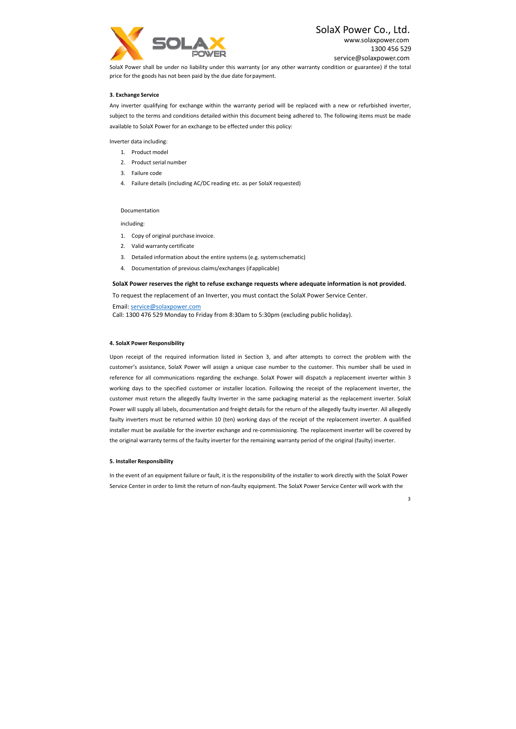SolaX Power shall be under no liability under this warranty (or any other warranty condition or guarantee) if the total price for the goods has not been paid by the due date for payment.

**3. Exchange Service**

Any inverter qualifying for exchange within the warranty period will be replaced with a new or refurbished inverter, subject to the terms and conditions detailed within this document being adhered to. The following items must be made available to SolaX Power for an exchange to be effected under this policy:

Inverter data including:

1. Product model
2. Product serial number
3. Failure code
4. Failure details (including AC/DC reading etc. as per SolaX requested)

Documentation

including:

1. Copy of original purchase invoice.
2. Valid warranty certificate
3. Detailed information about the entire systems (e.g. system schematic)
4. Documentation of previous claims/exchanges (if applicable)

**SolaX Power reserves the right to refuse exchange requests where adequate information is not provided.**

To request the replacement of an Inverter, you must contact the SolaX Power Service Center.

Email: service@solaxpower.com
Call: 1300 476 529 Monday to Friday from 8:30am to 5:30pm (excluding public holiday).

**4. SolaX Power Responsibility**

Upon receipt of the required information listed in Section 3, and after attempts to correct the problem with the customer's assistance, SolaX Power will assign a unique case number to the customer. This number shall be used in reference for all communications regarding the exchange. SolaX Power will dispatch a replacement inverter within 3 working days to the specified customer or installer location. Following the receipt of the replacement inverter, the customer must return the allegedly faulty Inverter in the same packaging material as the replacement inverter. SolaX Power will supply all labels, documentation and freight details for the return of the allegedly faulty inverter. All allegedly faulty inverters must be returned within 10 (ten) working days of the receipt of the replacement inverter. A qualified installer must be available for the inverter exchange and re-commissioning. The replacement inverter will be covered by the original warranty terms of the faulty inverter for the remaining warranty period of the original (faulty) inverter.

**5. Installer Responsibility**

In the event of an equipment failure or fault, it is the responsibility of the installer to work directly with the SolaX Power Service Center in order to limit the return of non-faulty equipment. The SolaX Power Service Center will work with the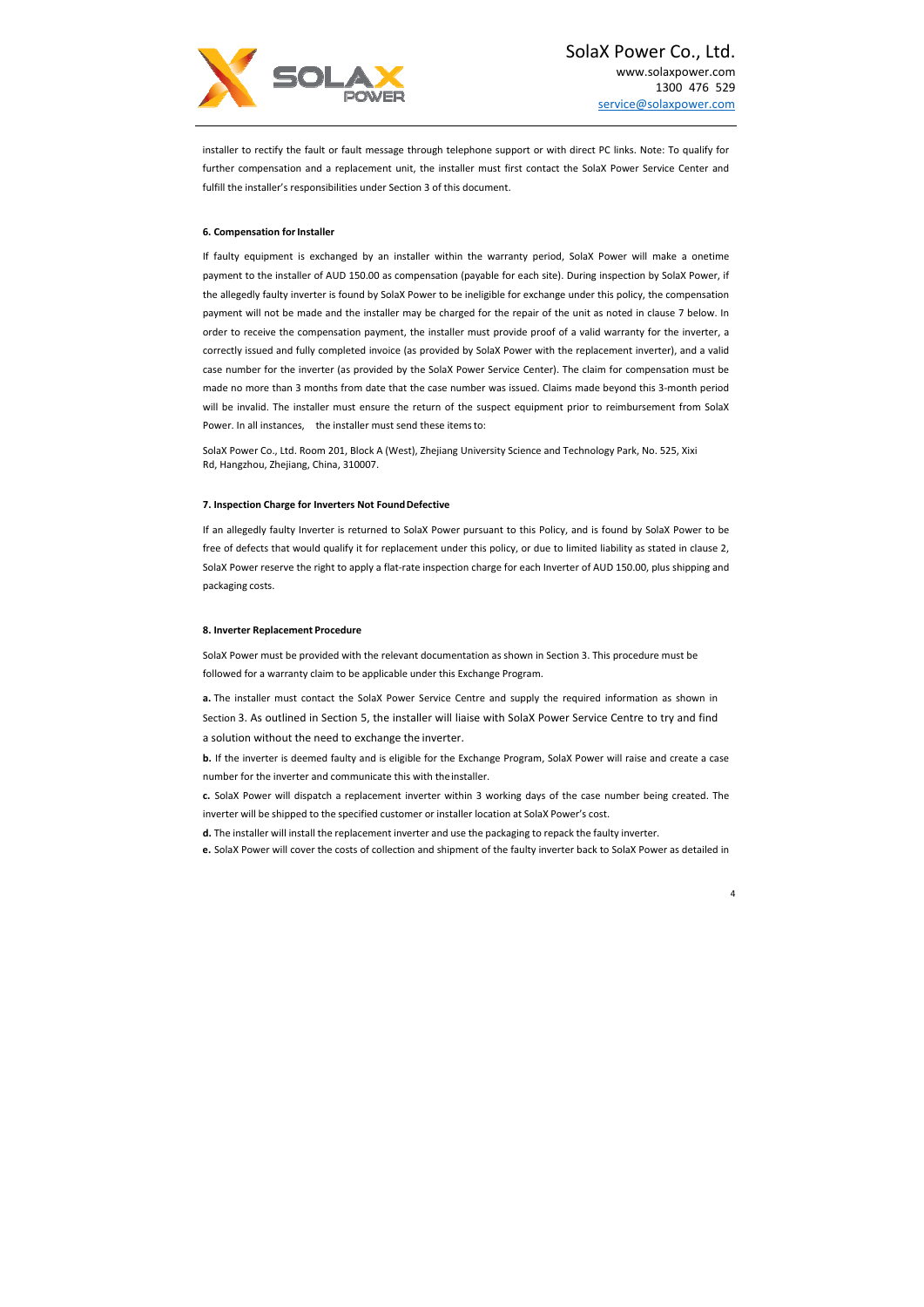installer to rectify the fault or fault message through telephone support or with direct PC links. Note: To qualify for further compensation and a replacement unit, the installer must first contact the SolaX Power Service Center and fulfill the installer's responsibilities under Section 3 of this document.

**6. Compensation for Installer**

If faulty equipment is exchanged by an installer within the warranty period, SolaX Power will make a onetime payment to the installer of AUD 150.00 as compensation (payable for each site). During inspection by SolaX Power, if the allegedly faulty inverter is found by SolaX Power to be ineligible for exchange under this policy, the compensation payment will not be made and the installer may be charged for the repair of the unit as noted in clause 7 below. In order to receive the compensation payment, the installer must provide proof of a valid warranty for the inverter, a correctly issued and fully completed invoice (as provided by SolaX Power with the replacement inverter), and a valid case number for the inverter (as provided by the SolaX Power Service Center). The claim for compensation must be made no more than 3 months from date that the case number was issued. Claims made beyond this 3-month period will be invalid. The installer must ensure the return of the suspect equipment prior to reimbursement from SolaX Power. In all instances, the installer must send these items to:

SolaX Power Co., Ltd. Room 201, Block A (West), Zhejiang University Science and Technology Park, No. 525, Xixi Rd, Hangzhou, Zhejiang, China, 310007.

**7. Inspection Charge for Inverters Not Found Defective**

If an allegedly faulty Inverter is returned to SolaX Power pursuant to this Policy, and is found by SolaX Power to be free of defects that would qualify it for replacement under this policy, or due to limited liability as stated in clause 2, SolaX Power reserve the right to apply a flat-rate inspection charge for each Inverter of AUD 150.00, plus shipping and packaging costs.

**8. Inverter Replacement Procedure**

SolaX Power must be provided with the relevant documentation as shown in Section 3. This procedure must be followed for a warranty claim to be applicable under this Exchange Program.

**a.** The installer must contact the SolaX Power Service Centre and supply the required information as shown in Section 3. As outlined in Section 5, the installer will liaise with SolaX Power Service Centre to try and find a solution without the need to exchange the inverter.

**b.** If the inverter is deemed faulty and is eligible for the Exchange Program, SolaX Power will raise and create a case number for the inverter and communicate this with the installer.

**c.** SolaX Power will dispatch a replacement inverter within 3 working days of the case number being created. The inverter will be shipped to the specified customer or installer location at SolaX Power's cost.

**d.** The installer will install the replacement inverter and use the packaging to repack the faulty inverter.

**e.** SolaX Power will cover the costs of collection and shipment of the faulty inverter back to SolaX Power as detailed in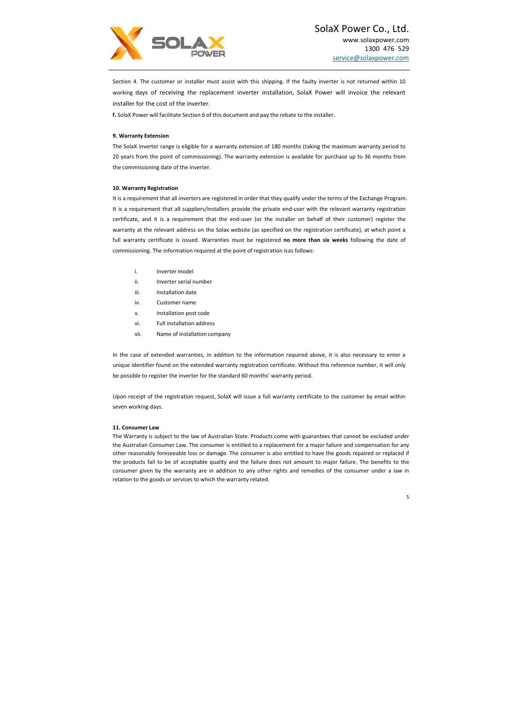Section 4. The customer or installer must assist with this shipping. If the faulty inverter is not returned within 10 working days of receiving the replacement inverter installation, SolaX Power will invoice the relevant installer for the cost of the inverter.

**f.** SolaX Power will facilitate Section 6 of this document and pay the rebate to the installer.

**9. Warranty Extension**

The SolaX inverter range is eligible for a warranty extension of 180 months (taking the maximum warranty period to 20 years from the point of commissioning). The warranty extension is available for purchase up to 36 months from the commissioning date of the inverter.

**10. Warranty Registration**

It is a requirement that all inverters are registered in order that they qualify under the terms of the Exchange Program. It is a requirement that all suppliers/installers provide the private end-user with the relevant warranty registration certificate, and it is a requirement that the end-user (or the installer on behalf of their customer) register the warranty at the relevant address on the Solax website (as specified on the registration certificate), at which point a full warranty certificate is issued. Warranties must be registered **no more than six weeks** following the date of commissioning. The information required at the point of registration isas follows:

i. Inverter model
ii. Inverter serial number
iii. Installation date
iv. Customer name
v. Installation post code
vi. Full installation address
vii. Name of installation company

In the case of extended warranties, in addition to the information required above, it is also necessary to enter a unique identifier found on the extended warranty registration certificate. Without this reference number, it will only be possible to register the inverter for the standard 60 months' warranty period.

Upon receipt of the registration request, SolaX will issue a full warranty certificate to the customer by email within seven working days.

**11. Consumer Law**

The Warranty is subject to the law of Australian State. Products come with guarantees that cannot be excluded under the Australian Consumer Law. The consumer is entitled to a replacement for a major failure and compensation for any other reasonably foreseeable loss or damage. The consumer is also entitled to have the goods repaired or replaced if the products fail to be of acceptable quality and the failure does not amount to major failure. The benefits to the consumer given by the warranty are in addition to any other rights and remedies of the consumer under a law in relation to the goods or services to which the warranty related.